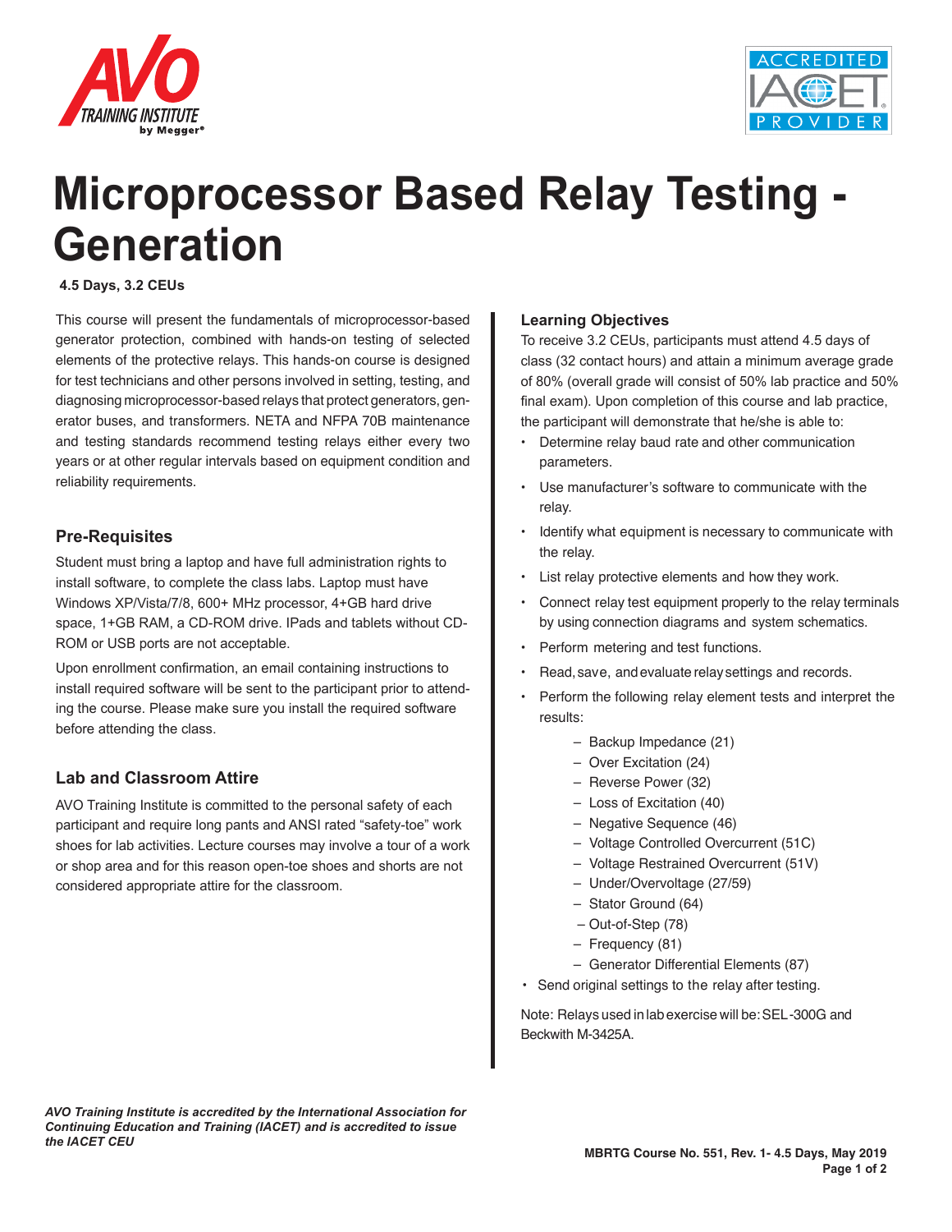# Microprocessor Based Relay Testing - Generation

**4.5 Days, 3.2 CEUs**

This course will present the fundamentals of microprocessor-based generator protection, combined with hands-on testing of selected elements of the protective relays. This hands-on course is designed for test technicians and other persons involved in setting, testing, and diagnosing microprocessor-based relays that protect generators, generator buses, and transformers. NETA and NFPA 70B maintenance and testing standards recommend testing relays either every two years or at other regular intervals based on equipment condition and reliability requirements.

## Pre-Requisites

Student must bring a laptop and have full administration rights to install software, to complete the class labs. Laptop must have Windows XP/Vista/7/8, 600+ MHz processor, 4+GB hard drive space, 1+GB RAM, a CD-ROM drive. IPads and tablets without CD-ROM or USB ports are not acceptable.

Upon enrollment confirmation, an email containing instructions to install required software will be sent to the participant prior to attending the course. Please make sure you install the required software before attending the class.

## Lab and Classroom Attire

AVO Training Institute is committed to the personal safety of each participant and require long pants and ANSI rated "safety-toe" work shoes for lab activities. Lecture courses may involve a tour of a work or shop area and for this reason open-toe shoes and shorts are not considered appropriate attire for the classroom.

## Learning Objectives

To receive 3.2 CEUs, participants must attend 4.5 days of class (32 contact hours) and attain a minimum average grade of 80% (overall grade will consist of 50% lab practice and 50% final exam). Upon completion of this course and lab practice, the participant will demonstrate that he/she is able to:

- Determine relay baud rate and other communication parameters.
- Use manufacturer's software to communicate with the relay.
- Identify what equipment is necessary to communicate with the relay.
- List relay protective elements and how they work.
- Connect relay test equipment properly to the relay terminals by using connection diagrams and system schematics.
- Perform metering and test functions.
- Read, save, and evaluate relay settings and records.
- Perform the following relay element tests and interpret the results:
  - Backup Impedance (21)
  - Over Excitation (24)
  - Reverse Power (32)
  - Loss of Excitation (40)
  - Negative Sequence (46)
  - Voltage Controlled Overcurrent (51C)
  - Voltage Restrained Overcurrent (51V)
  - Under/Overvoltage (27/59)
  - Stator Ground (64)
  - Out-of-Step (78)
  - Frequency (81)
  - Generator Differential Elements (87)
- Send original settings to the relay after testing.

Note: Relays used in lab exercise will be: SEL-300G and Beckwith M-3425A.

*AVO Training Institute is accredited by the International Association for Continuing Education and Training (IACET) and is accredited to issue the IACET CEU*

**MBRTG Course No. 551, Rev. 1- 4.5 Days, May 2019**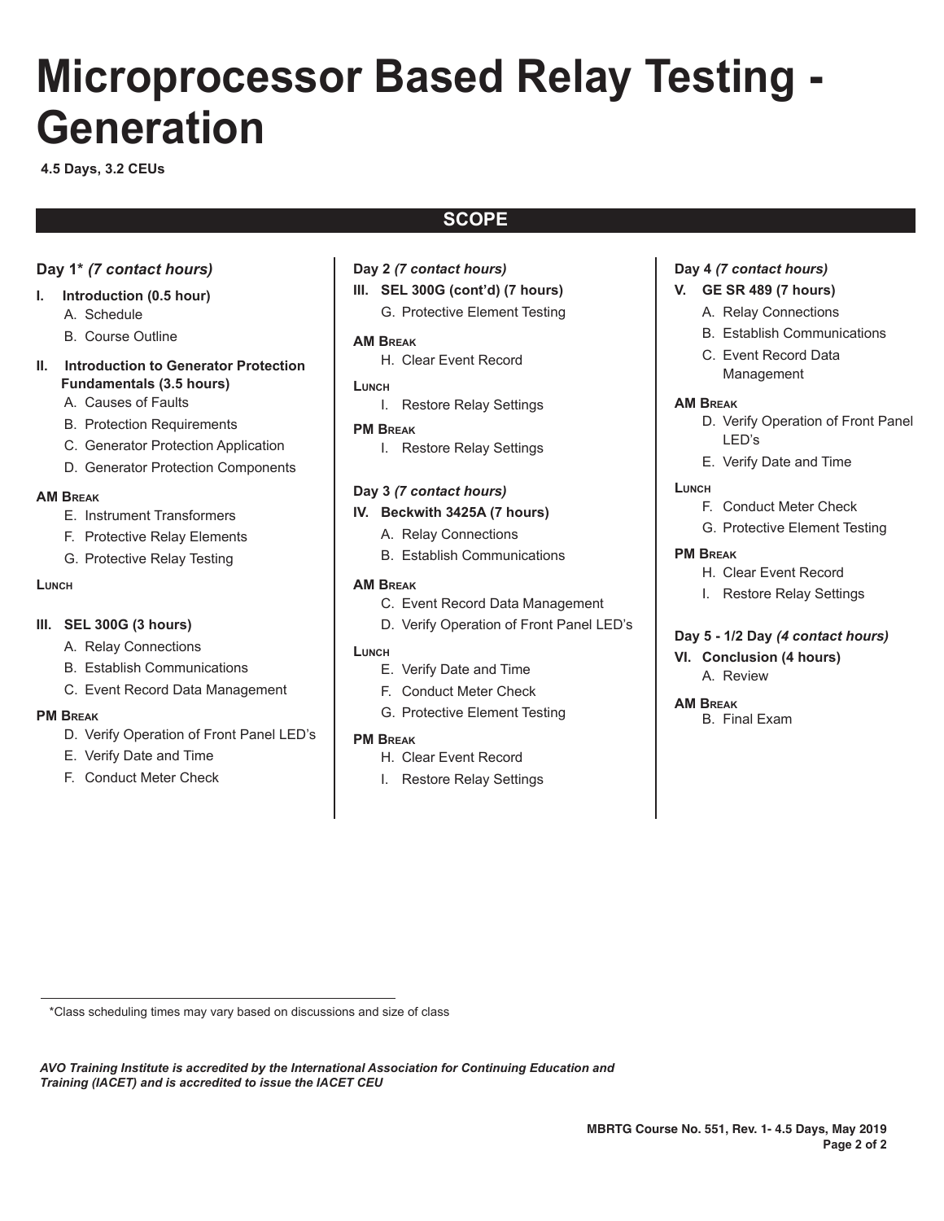# Microprocessor Based Relay Testing - Generation

**4.5 Days, 3.2 CEUs**

## SCOPE

### Day 1* *(7 contact hours)*

**I. Introduction (0.5 hour)**

- A. Schedule
- B. Course Outline

**II. Introduction to Generator Protection Fundamentals (3.5 hours)**

- A. Causes of Faults
- B. Protection Requirements
- C. Generator Protection Application
- D. Generator Protection Components

**AM Break**

- E. Instrument Transformers
- F. Protective Relay Elements
- G. Protective Relay Testing

**Lunch**

**III. SEL 300G (3 hours)**

- A. Relay Connections
- B. Establish Communications
- C. Event Record Data Management

**PM Break**

- D. Verify Operation of Front Panel LED's
- E. Verify Date and Time
- F. Conduct Meter Check

### Day 2 *(7 contact hours)*

**III. SEL 300G (cont'd) (7 hours)**

- G. Protective Element Testing

**AM Break**

- H. Clear Event Record

**Lunch**

- I. Restore Relay Settings

**PM Break**

- I. Restore Relay Settings

### Day 3 *(7 contact hours)*

**IV. Beckwith 3425A (7 hours)**

- A. Relay Connections
- B. Establish Communications

**AM Break**

- C. Event Record Data Management
- D. Verify Operation of Front Panel LED's

**Lunch**

- E. Verify Date and Time
- F. Conduct Meter Check
- G. Protective Element Testing

**PM Break**

- H. Clear Event Record
- I. Restore Relay Settings

### Day 4 *(7 contact hours)*

**V. GE SR 489 (7 hours)**

- A. Relay Connections
- B. Establish Communications
- C. Event Record Data Management

**AM Break**

- D. Verify Operation of Front Panel LED's
- E. Verify Date and Time

**Lunch**

- F. Conduct Meter Check
- G. Protective Element Testing

**PM Break**

- H. Clear Event Record
- I. Restore Relay Settings

### Day 5 - 1/2 Day *(4 contact hours)*

**VI. Conclusion (4 hours)**

- A. Review

**AM Break**

- B. Final Exam

---

*Class scheduling times may vary based on discussions and size of class

***AVO Training Institute is accredited by the International Association for Continuing Education and Training (IACET) and is accredited to issue the IACET CEU***

**MBRTG Course No. 551, Rev. 1- 4.5 Days, May 2019**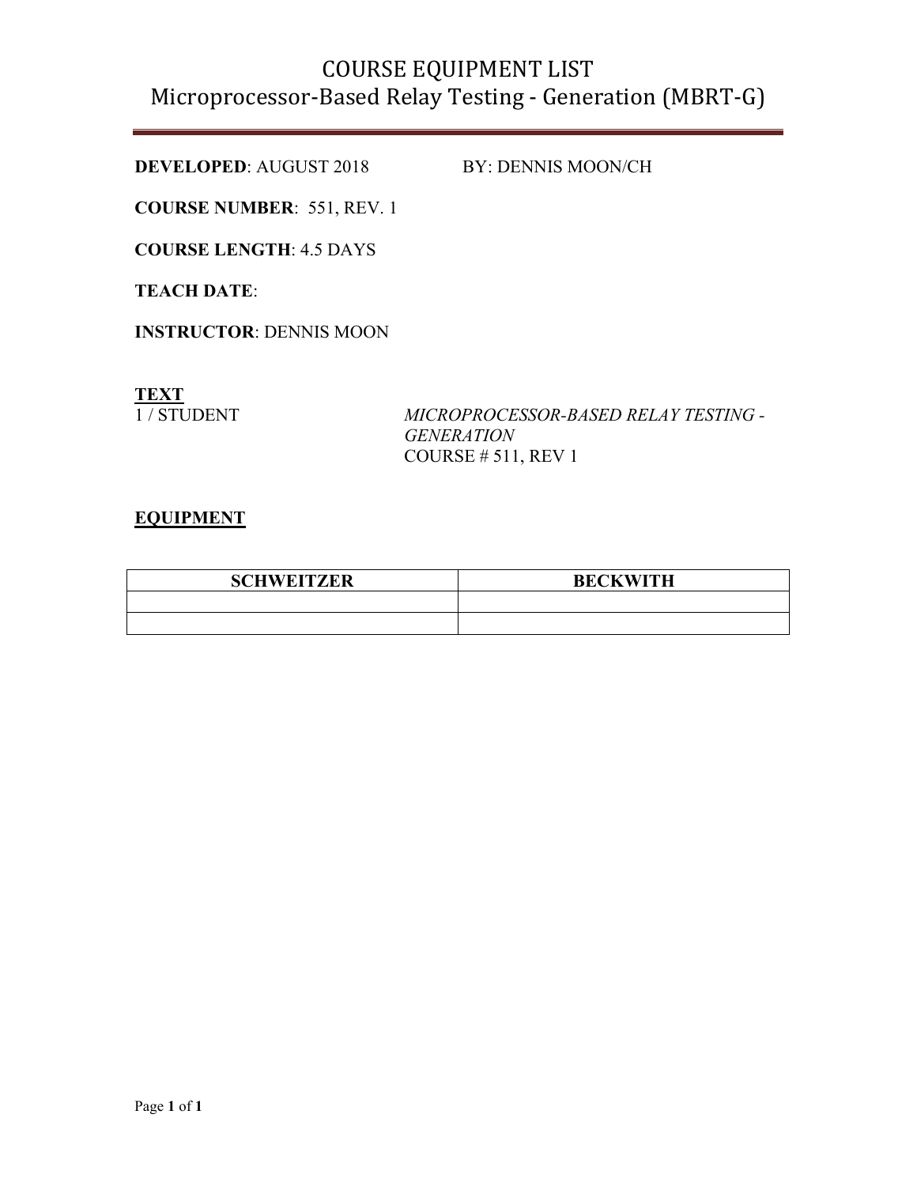# COURSE EQUIPMENT LIST
## Microprocessor-Based Relay Testing - Generation (MBRT-G)

**DEVELOPED**: AUGUST 2018 BY: DENNIS MOON/CH

**COURSE NUMBER**: 551, REV. 1

**COURSE LENGTH**: 4.5 DAYS

**TEACH DATE**:

**INSTRUCTOR**: DENNIS MOON

**TEXT**

1 / STUDENT *MICROPROCESSOR-BASED RELAY TESTING - GENERATION* COURSE # 511, REV 1

**EQUIPMENT**

| SCHWEITZER | BECKWITH |
|---|---|
| | |
| | |